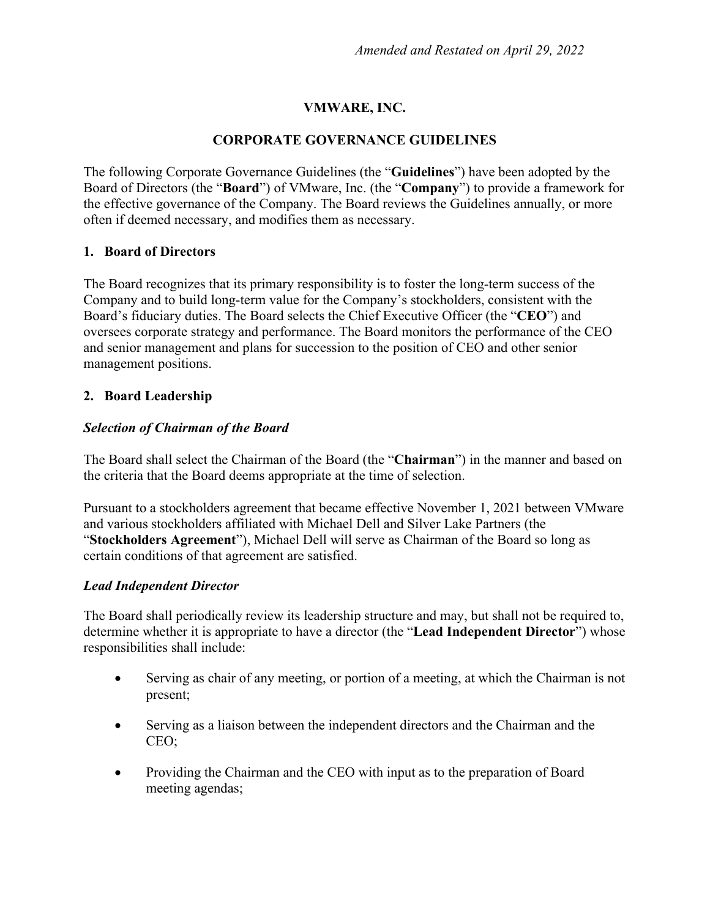*Amended and Restated on April 29, 2022*

# VMWARE, INC.

## CORPORATE GOVERNANCE GUIDELINES

The following Corporate Governance Guidelines (the "**Guidelines**") have been adopted by the Board of Directors (the "**Board**") of VMware, Inc. (the "**Company**") to provide a framework for the effective governance of the Company. The Board reviews the Guidelines annually, or more often if deemed necessary, and modifies them as necessary.

### 1. Board of Directors

The Board recognizes that its primary responsibility is to foster the long-term success of the Company and to build long-term value for the Company's stockholders, consistent with the Board's fiduciary duties. The Board selects the Chief Executive Officer (the "**CEO**") and oversees corporate strategy and performance. The Board monitors the performance of the CEO and senior management and plans for succession to the position of CEO and other senior management positions.

### 2. Board Leadership

***Selection of Chairman of the Board***

The Board shall select the Chairman of the Board (the "**Chairman**") in the manner and based on the criteria that the Board deems appropriate at the time of selection.

Pursuant to a stockholders agreement that became effective November 1, 2021 between VMware and various stockholders affiliated with Michael Dell and Silver Lake Partners (the "**Stockholders Agreement**"), Michael Dell will serve as Chairman of the Board so long as certain conditions of that agreement are satisfied.

***Lead Independent Director***

The Board shall periodically review its leadership structure and may, but shall not be required to, determine whether it is appropriate to have a director (the "**Lead Independent Director**") whose responsibilities shall include:

- Serving as chair of any meeting, or portion of a meeting, at which the Chairman is not present;
- Serving as a liaison between the independent directors and the Chairman and the CEO;
- Providing the Chairman and the CEO with input as to the preparation of Board meeting agendas;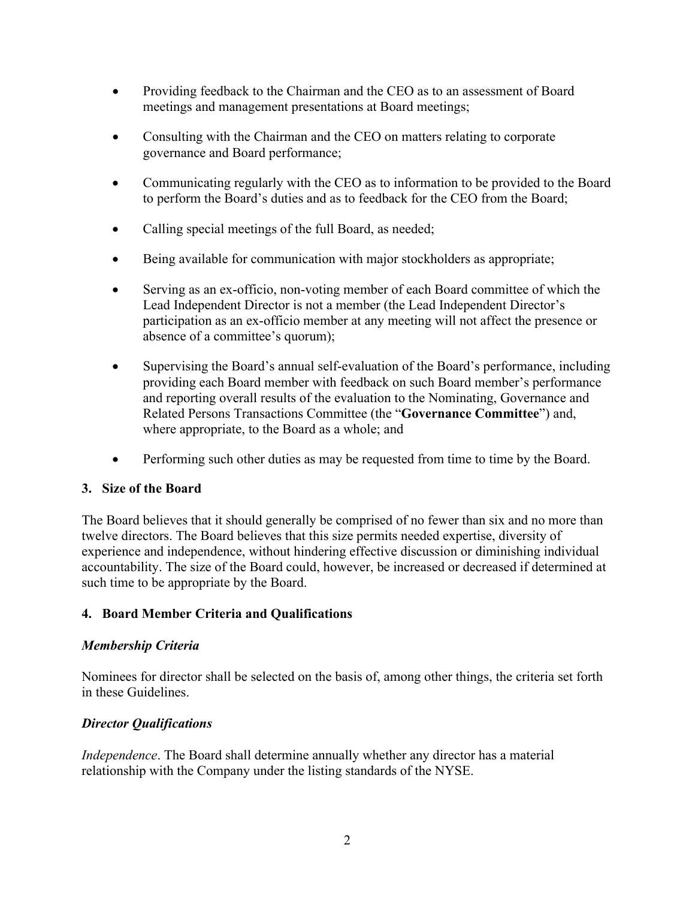- Providing feedback to the Chairman and the CEO as to an assessment of Board meetings and management presentations at Board meetings;
- Consulting with the Chairman and the CEO on matters relating to corporate governance and Board performance;
- Communicating regularly with the CEO as to information to be provided to the Board to perform the Board's duties and as to feedback for the CEO from the Board;
- Calling special meetings of the full Board, as needed;
- Being available for communication with major stockholders as appropriate;
- Serving as an ex-officio, non-voting member of each Board committee of which the Lead Independent Director is not a member (the Lead Independent Director's participation as an ex-officio member at any meeting will not affect the presence or absence of a committee's quorum);
- Supervising the Board's annual self-evaluation of the Board's performance, including providing each Board member with feedback on such Board member's performance and reporting overall results of the evaluation to the Nominating, Governance and Related Persons Transactions Committee (the "**Governance Committee**") and, where appropriate, to the Board as a whole; and
- Performing such other duties as may be requested from time to time by the Board.

## 3. Size of the Board

The Board believes that it should generally be comprised of no fewer than six and no more than twelve directors. The Board believes that this size permits needed expertise, diversity of experience and independence, without hindering effective discussion or diminishing individual accountability. The size of the Board could, however, be increased or decreased if determined at such time to be appropriate by the Board.

## 4. Board Member Criteria and Qualifications

### *Membership Criteria*

Nominees for director shall be selected on the basis of, among other things, the criteria set forth in these Guidelines.

### *Director Qualifications*

*Independence*. The Board shall determine annually whether any director has a material relationship with the Company under the listing standards of the NYSE.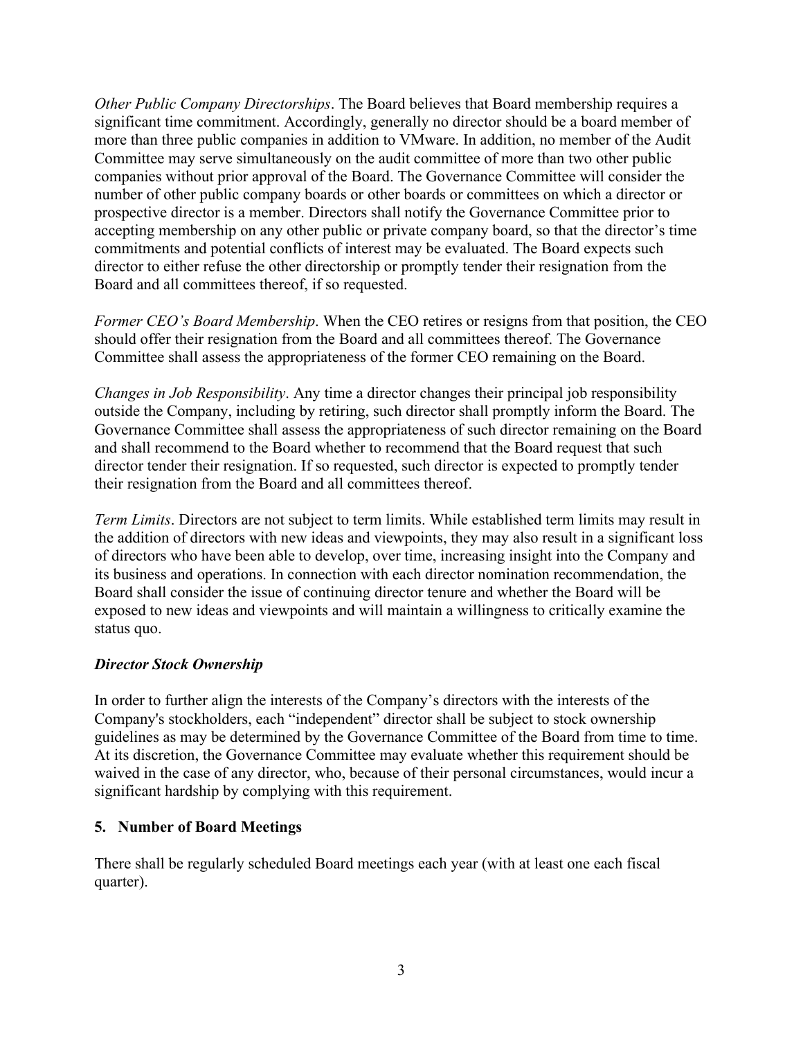*Other Public Company Directorships*. The Board believes that Board membership requires a significant time commitment. Accordingly, generally no director should be a board member of more than three public companies in addition to VMware. In addition, no member of the Audit Committee may serve simultaneously on the audit committee of more than two other public companies without prior approval of the Board. The Governance Committee will consider the number of other public company boards or other boards or committees on which a director or prospective director is a member. Directors shall notify the Governance Committee prior to accepting membership on any other public or private company board, so that the director's time commitments and potential conflicts of interest may be evaluated. The Board expects such director to either refuse the other directorship or promptly tender their resignation from the Board and all committees thereof, if so requested.

*Former CEO's Board Membership*. When the CEO retires or resigns from that position, the CEO should offer their resignation from the Board and all committees thereof. The Governance Committee shall assess the appropriateness of the former CEO remaining on the Board.

*Changes in Job Responsibility*. Any time a director changes their principal job responsibility outside the Company, including by retiring, such director shall promptly inform the Board. The Governance Committee shall assess the appropriateness of such director remaining on the Board and shall recommend to the Board whether to recommend that the Board request that such director tender their resignation. If so requested, such director is expected to promptly tender their resignation from the Board and all committees thereof.

*Term Limits*. Directors are not subject to term limits. While established term limits may result in the addition of directors with new ideas and viewpoints, they may also result in a significant loss of directors who have been able to develop, over time, increasing insight into the Company and its business and operations. In connection with each director nomination recommendation, the Board shall consider the issue of continuing director tenure and whether the Board will be exposed to new ideas and viewpoints and will maintain a willingness to critically examine the status quo.

***Director Stock Ownership***

In order to further align the interests of the Company's directors with the interests of the Company's stockholders, each "independent" director shall be subject to stock ownership guidelines as may be determined by the Governance Committee of the Board from time to time. At its discretion, the Governance Committee may evaluate whether this requirement should be waived in the case of any director, who, because of their personal circumstances, would incur a significant hardship by complying with this requirement.

## 5. Number of Board Meetings

There shall be regularly scheduled Board meetings each year (with at least one each fiscal quarter).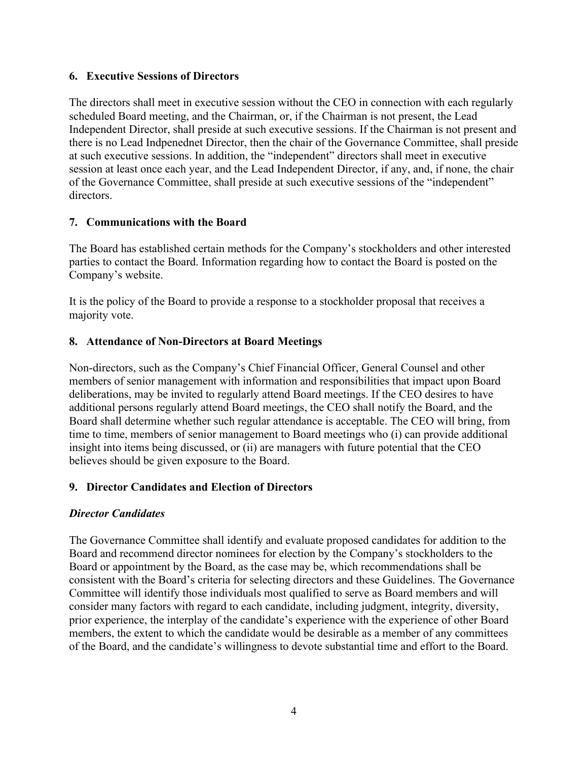## 6. Executive Sessions of Directors

The directors shall meet in executive session without the CEO in connection with each regularly scheduled Board meeting, and the Chairman, or, if the Chairman is not present, the Lead Independent Director, shall preside at such executive sessions. If the Chairman is not present and there is no Lead Indpenednet Director, then the chair of the Governance Committee, shall preside at such executive sessions. In addition, the "independent" directors shall meet in executive session at least once each year, and the Lead Independent Director, if any, and, if none, the chair of the Governance Committee, shall preside at such executive sessions of the "independent" directors.

## 7. Communications with the Board

The Board has established certain methods for the Company's stockholders and other interested parties to contact the Board. Information regarding how to contact the Board is posted on the Company's website.

It is the policy of the Board to provide a response to a stockholder proposal that receives a majority vote.

## 8. Attendance of Non-Directors at Board Meetings

Non-directors, such as the Company's Chief Financial Officer, General Counsel and other members of senior management with information and responsibilities that impact upon Board deliberations, may be invited to regularly attend Board meetings. If the CEO desires to have additional persons regularly attend Board meetings, the CEO shall notify the Board, and the Board shall determine whether such regular attendance is acceptable. The CEO will bring, from time to time, members of senior management to Board meetings who (i) can provide additional insight into items being discussed, or (ii) are managers with future potential that the CEO believes should be given exposure to the Board.

## 9. Director Candidates and Election of Directors

### *Director Candidates*

The Governance Committee shall identify and evaluate proposed candidates for addition to the Board and recommend director nominees for election by the Company's stockholders to the Board or appointment by the Board, as the case may be, which recommendations shall be consistent with the Board's criteria for selecting directors and these Guidelines. The Governance Committee will identify those individuals most qualified to serve as Board members and will consider many factors with regard to each candidate, including judgment, integrity, diversity, prior experience, the interplay of the candidate's experience with the experience of other Board members, the extent to which the candidate would be desirable as a member of any committees of the Board, and the candidate's willingness to devote substantial time and effort to the Board.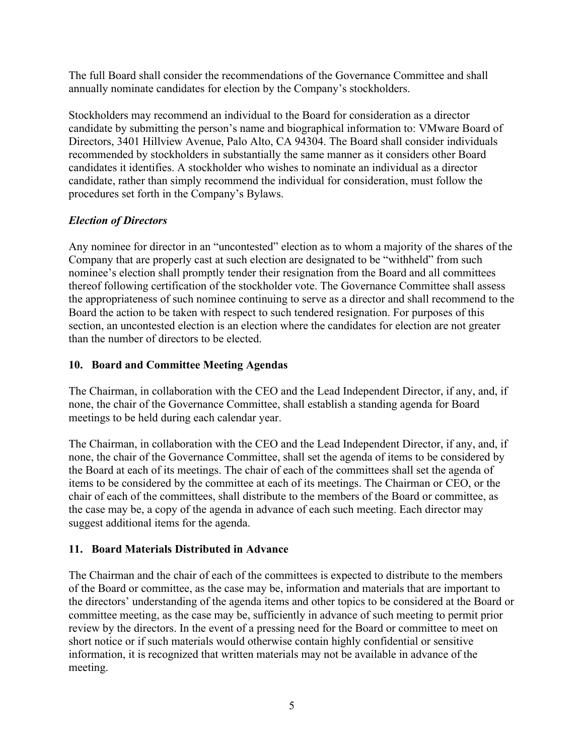The full Board shall consider the recommendations of the Governance Committee and shall annually nominate candidates for election by the Company's stockholders.

Stockholders may recommend an individual to the Board for consideration as a director candidate by submitting the person's name and biographical information to: VMware Board of Directors, 3401 Hillview Avenue, Palo Alto, CA 94304. The Board shall consider individuals recommended by stockholders in substantially the same manner as it considers other Board candidates it identifies. A stockholder who wishes to nominate an individual as a director candidate, rather than simply recommend the individual for consideration, must follow the procedures set forth in the Company's Bylaws.

***Election of Directors***

Any nominee for director in an "uncontested" election as to whom a majority of the shares of the Company that are properly cast at such election are designated to be "withheld" from such nominee's election shall promptly tender their resignation from the Board and all committees thereof following certification of the stockholder vote. The Governance Committee shall assess the appropriateness of such nominee continuing to serve as a director and shall recommend to the Board the action to be taken with respect to such tendered resignation. For purposes of this section, an uncontested election is an election where the candidates for election are not greater than the number of directors to be elected.

## 10. Board and Committee Meeting Agendas

The Chairman, in collaboration with the CEO and the Lead Independent Director, if any, and, if none, the chair of the Governance Committee, shall establish a standing agenda for Board meetings to be held during each calendar year.

The Chairman, in collaboration with the CEO and the Lead Independent Director, if any, and, if none, the chair of the Governance Committee, shall set the agenda of items to be considered by the Board at each of its meetings. The chair of each of the committees shall set the agenda of items to be considered by the committee at each of its meetings. The Chairman or CEO, or the chair of each of the committees, shall distribute to the members of the Board or committee, as the case may be, a copy of the agenda in advance of each such meeting. Each director may suggest additional items for the agenda.

## 11. Board Materials Distributed in Advance

The Chairman and the chair of each of the committees is expected to distribute to the members of the Board or committee, as the case may be, information and materials that are important to the directors' understanding of the agenda items and other topics to be considered at the Board or committee meeting, as the case may be, sufficiently in advance of such meeting to permit prior review by the directors. In the event of a pressing need for the Board or committee to meet on short notice or if such materials would otherwise contain highly confidential or sensitive information, it is recognized that written materials may not be available in advance of the meeting.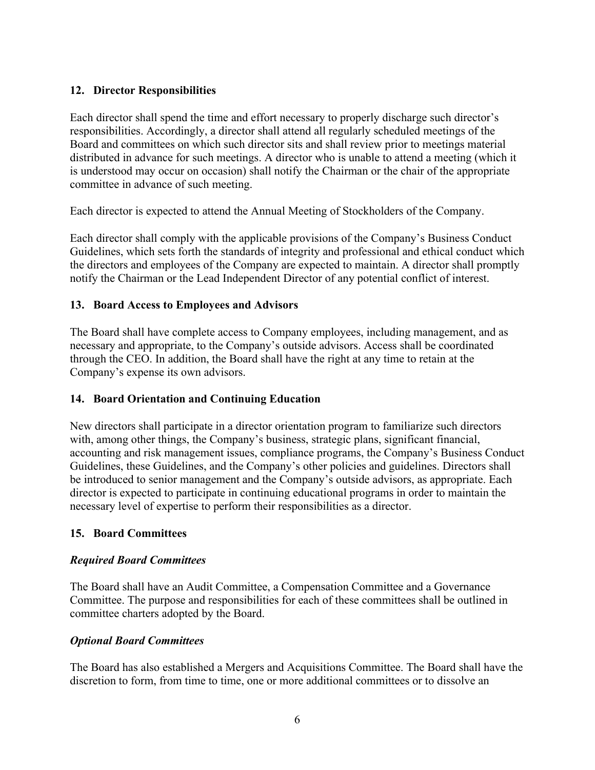## 12. Director Responsibilities

Each director shall spend the time and effort necessary to properly discharge such director's responsibilities. Accordingly, a director shall attend all regularly scheduled meetings of the Board and committees on which such director sits and shall review prior to meetings material distributed in advance for such meetings. A director who is unable to attend a meeting (which it is understood may occur on occasion) shall notify the Chairman or the chair of the appropriate committee in advance of such meeting.

Each director is expected to attend the Annual Meeting of Stockholders of the Company.

Each director shall comply with the applicable provisions of the Company's Business Conduct Guidelines, which sets forth the standards of integrity and professional and ethical conduct which the directors and employees of the Company are expected to maintain. A director shall promptly notify the Chairman or the Lead Independent Director of any potential conflict of interest.

## 13. Board Access to Employees and Advisors

The Board shall have complete access to Company employees, including management, and as necessary and appropriate, to the Company's outside advisors. Access shall be coordinated through the CEO. In addition, the Board shall have the right at any time to retain at the Company's expense its own advisors.

## 14. Board Orientation and Continuing Education

New directors shall participate in a director orientation program to familiarize such directors with, among other things, the Company's business, strategic plans, significant financial, accounting and risk management issues, compliance programs, the Company's Business Conduct Guidelines, these Guidelines, and the Company's other policies and guidelines. Directors shall be introduced to senior management and the Company's outside advisors, as appropriate. Each director is expected to participate in continuing educational programs in order to maintain the necessary level of expertise to perform their responsibilities as a director.

## 15. Board Committees

### *Required Board Committees*

The Board shall have an Audit Committee, a Compensation Committee and a Governance Committee. The purpose and responsibilities for each of these committees shall be outlined in committee charters adopted by the Board.

### *Optional Board Committees*

The Board has also established a Mergers and Acquisitions Committee. The Board shall have the discretion to form, from time to time, one or more additional committees or to dissolve an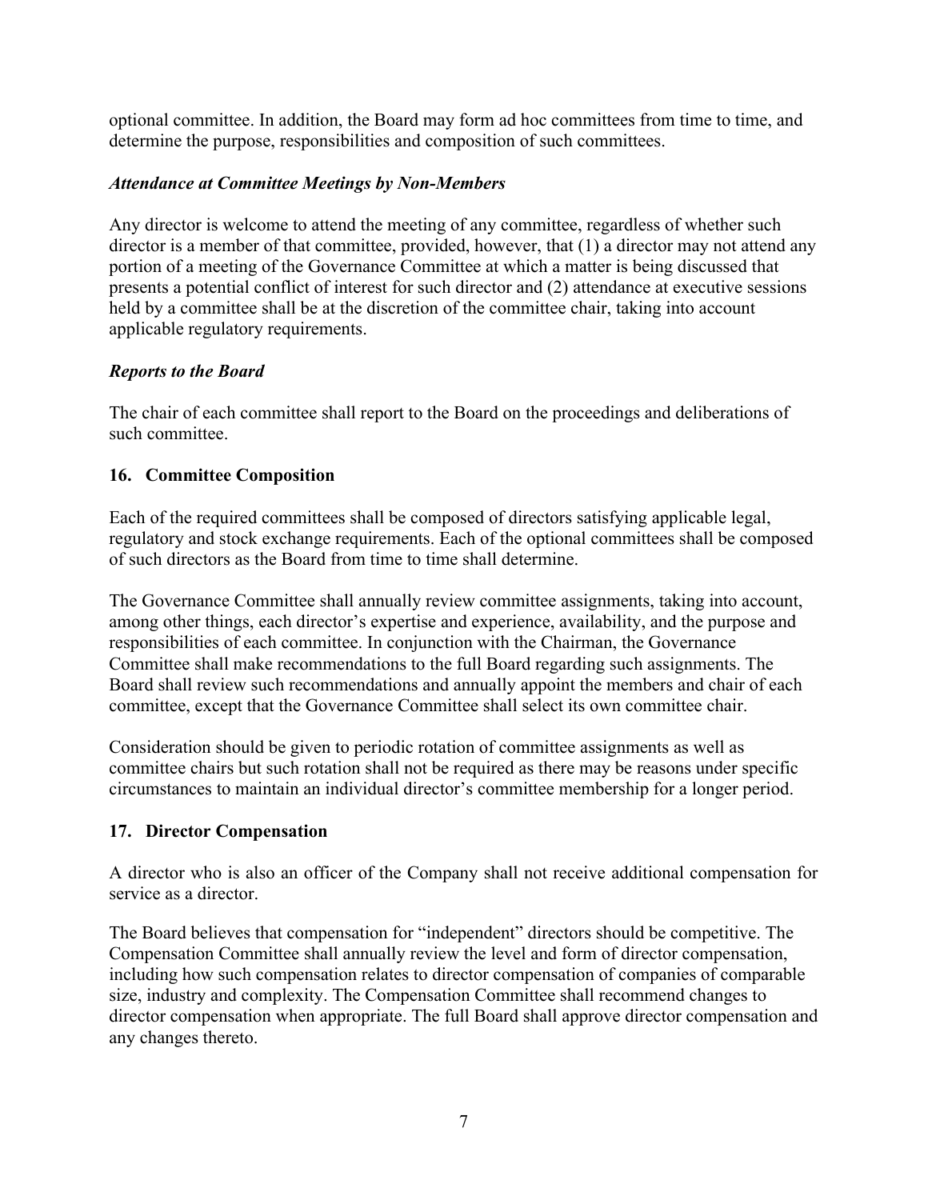optional committee. In addition, the Board may form ad hoc committees from time to time, and determine the purpose, responsibilities and composition of such committees.

### *Attendance at Committee Meetings by Non-Members*

Any director is welcome to attend the meeting of any committee, regardless of whether such director is a member of that committee, provided, however, that (1) a director may not attend any portion of a meeting of the Governance Committee at which a matter is being discussed that presents a potential conflict of interest for such director and (2) attendance at executive sessions held by a committee shall be at the discretion of the committee chair, taking into account applicable regulatory requirements.

### *Reports to the Board*

The chair of each committee shall report to the Board on the proceedings and deliberations of such committee.

## 16. Committee Composition

Each of the required committees shall be composed of directors satisfying applicable legal, regulatory and stock exchange requirements. Each of the optional committees shall be composed of such directors as the Board from time to time shall determine.

The Governance Committee shall annually review committee assignments, taking into account, among other things, each director's expertise and experience, availability, and the purpose and responsibilities of each committee. In conjunction with the Chairman, the Governance Committee shall make recommendations to the full Board regarding such assignments. The Board shall review such recommendations and annually appoint the members and chair of each committee, except that the Governance Committee shall select its own committee chair.

Consideration should be given to periodic rotation of committee assignments as well as committee chairs but such rotation shall not be required as there may be reasons under specific circumstances to maintain an individual director's committee membership for a longer period.

## 17. Director Compensation

A director who is also an officer of the Company shall not receive additional compensation for service as a director.

The Board believes that compensation for "independent" directors should be competitive. The Compensation Committee shall annually review the level and form of director compensation, including how such compensation relates to director compensation of companies of comparable size, industry and complexity. The Compensation Committee shall recommend changes to director compensation when appropriate. The full Board shall approve director compensation and any changes thereto.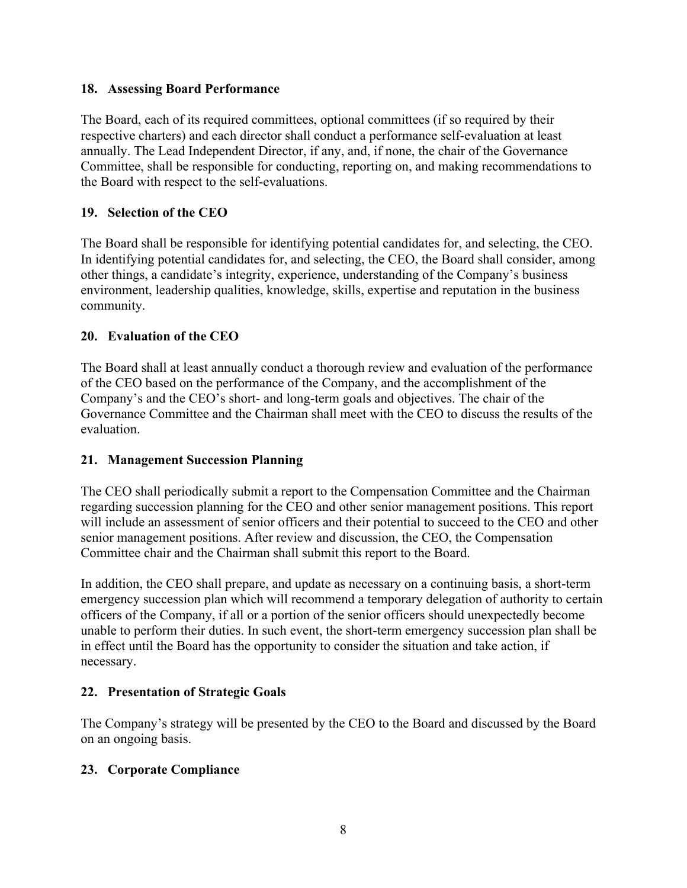## 18. Assessing Board Performance

The Board, each of its required committees, optional committees (if so required by their respective charters) and each director shall conduct a performance self-evaluation at least annually. The Lead Independent Director, if any, and, if none, the chair of the Governance Committee, shall be responsible for conducting, reporting on, and making recommendations to the Board with respect to the self-evaluations.

## 19. Selection of the CEO

The Board shall be responsible for identifying potential candidates for, and selecting, the CEO. In identifying potential candidates for, and selecting, the CEO, the Board shall consider, among other things, a candidate's integrity, experience, understanding of the Company's business environment, leadership qualities, knowledge, skills, expertise and reputation in the business community.

## 20. Evaluation of the CEO

The Board shall at least annually conduct a thorough review and evaluation of the performance of the CEO based on the performance of the Company, and the accomplishment of the Company's and the CEO's short- and long-term goals and objectives. The chair of the Governance Committee and the Chairman shall meet with the CEO to discuss the results of the evaluation.

## 21. Management Succession Planning

The CEO shall periodically submit a report to the Compensation Committee and the Chairman regarding succession planning for the CEO and other senior management positions. This report will include an assessment of senior officers and their potential to succeed to the CEO and other senior management positions. After review and discussion, the CEO, the Compensation Committee chair and the Chairman shall submit this report to the Board.

In addition, the CEO shall prepare, and update as necessary on a continuing basis, a short-term emergency succession plan which will recommend a temporary delegation of authority to certain officers of the Company, if all or a portion of the senior officers should unexpectedly become unable to perform their duties. In such event, the short-term emergency succession plan shall be in effect until the Board has the opportunity to consider the situation and take action, if necessary.

## 22. Presentation of Strategic Goals

The Company's strategy will be presented by the CEO to the Board and discussed by the Board on an ongoing basis.

## 23. Corporate Compliance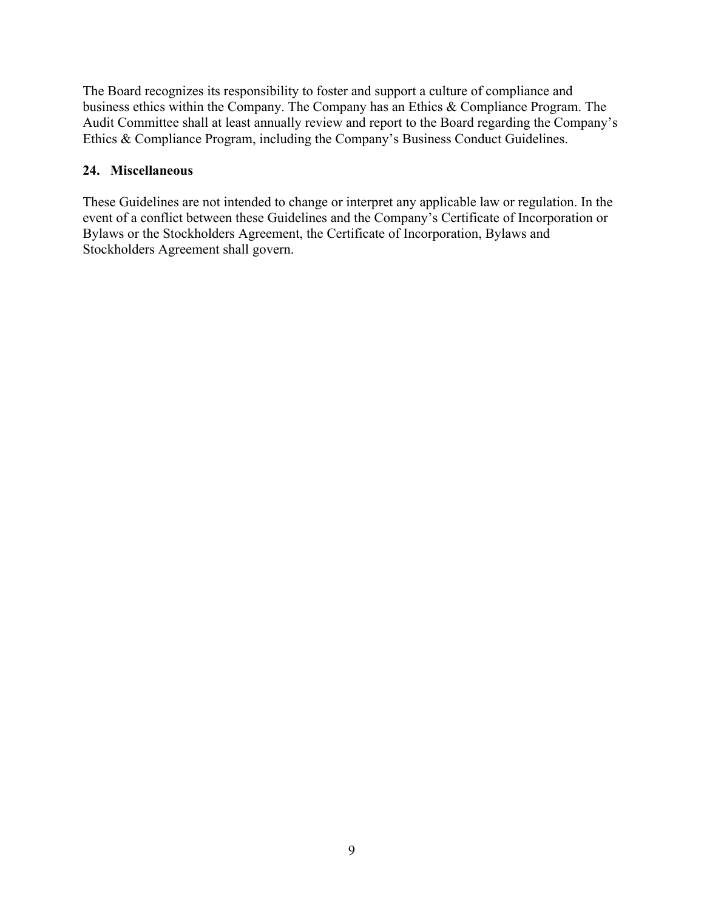The Board recognizes its responsibility to foster and support a culture of compliance and business ethics within the Company. The Company has an Ethics & Compliance Program. The Audit Committee shall at least annually review and report to the Board regarding the Company's Ethics & Compliance Program, including the Company's Business Conduct Guidelines.

## 24. Miscellaneous

These Guidelines are not intended to change or interpret any applicable law or regulation. In the event of a conflict between these Guidelines and the Company's Certificate of Incorporation or Bylaws or the Stockholders Agreement, the Certificate of Incorporation, Bylaws and Stockholders Agreement shall govern.